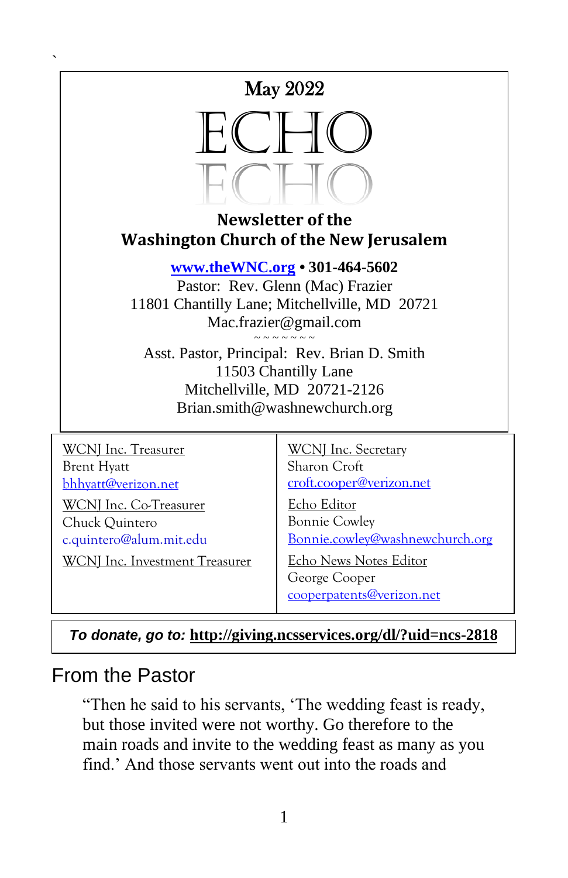May 2022

# ECHO

## Newsletter of the Washington Church of the New Jerusalem

**www.theWNC.org • 301-464-5602**

Pastor: Rev. Glenn (Mac) Frazier
11801 Chantilly Lane; Mitchellville, MD 20721
Mac.frazier@gmail.com

~ ~ ~ ~ ~ ~ ~ ~

Asst. Pastor, Principal: Rev. Brian D. Smith
11503 Chantilly Lane
Mitchellville, MD 20721-2126
Brian.smith@washnewchurch.org

WCNJ Inc. Treasurer
Brent Hyatt
bhhyatt@verizon.net

WCNJ Inc. Co-Treasurer
Chuck Quintero
c.quintero@alum.mit.edu

WCNJ Inc. Investment Treasurer

WCNJ Inc. Secretary
Sharon Croft
croft.cooper@verizon.net

Echo Editor
Bonnie Cowley
Bonnie.cowley@washnewchurch.org

Echo News Notes Editor
George Cooper
cooperpatents@verizon.net

***To donate, go to:*** **http://giving.ncsservices.org/dl/?uid=ncs-2818**

## From the Pastor

"Then he said to his servants, 'The wedding feast is ready, but those invited were not worthy. Go therefore to the main roads and invite to the wedding feast as many as you find.' And those servants went out into the roads and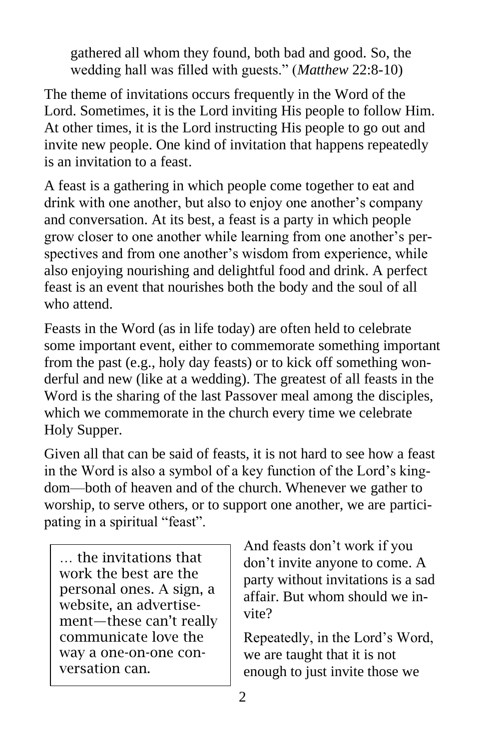gathered all whom they found, both bad and good. So, the wedding hall was filled with guests." (*Matthew* 22:8-10)

The theme of invitations occurs frequently in the Word of the Lord. Sometimes, it is the Lord inviting His people to follow Him. At other times, it is the Lord instructing His people to go out and invite new people. One kind of invitation that happens repeatedly is an invitation to a feast.

A feast is a gathering in which people come together to eat and drink with one another, but also to enjoy one another's company and conversation. At its best, a feast is a party in which people grow closer to one another while learning from one another's perspectives and from one another's wisdom from experience, while also enjoying nourishing and delightful food and drink. A perfect feast is an event that nourishes both the body and the soul of all who attend.

Feasts in the Word (as in life today) are often held to celebrate some important event, either to commemorate something important from the past (e.g., holy day feasts) or to kick off something wonderful and new (like at a wedding). The greatest of all feasts in the Word is the sharing of the last Passover meal among the disciples, which we commemorate in the church every time we celebrate Holy Supper.

Given all that can be said of feasts, it is not hard to see how a feast in the Word is also a symbol of a key function of the Lord's kingdom—both of heaven and of the church. Whenever we gather to worship, to serve others, or to support one another, we are participating in a spiritual "feast".

> … the invitations that work the best are the personal ones. A sign, a website, an advertisement—these can't really communicate love the way a one-on-one conversation can.

And feasts don't work if you don't invite anyone to come. A party without invitations is a sad affair. But whom should we invite?

Repeatedly, in the Lord's Word, we are taught that it is not enough to just invite those we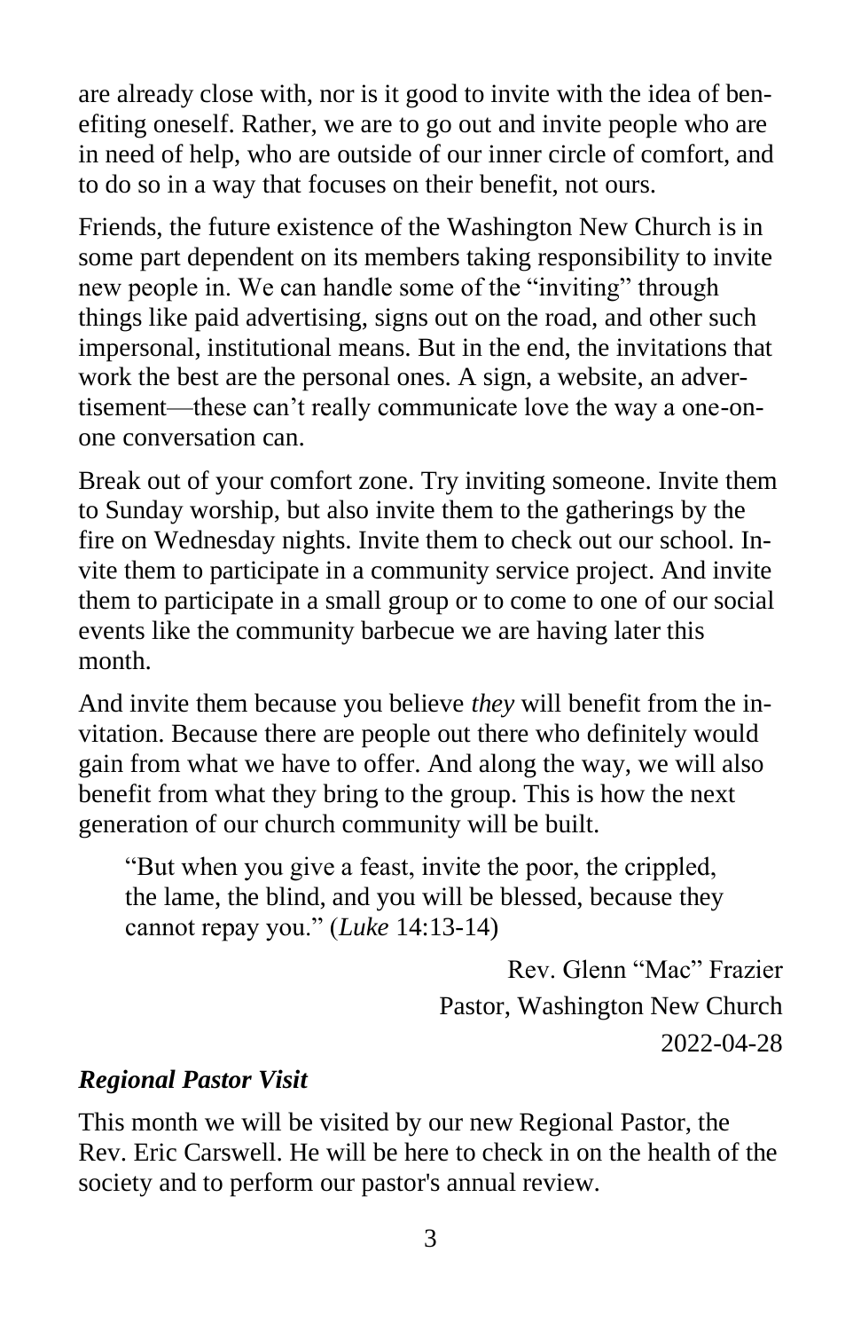are already close with, nor is it good to invite with the idea of benefiting oneself. Rather, we are to go out and invite people who are in need of help, who are outside of our inner circle of comfort, and to do so in a way that focuses on their benefit, not ours.

Friends, the future existence of the Washington New Church is in some part dependent on its members taking responsibility to invite new people in. We can handle some of the "inviting" through things like paid advertising, signs out on the road, and other such impersonal, institutional means. But in the end, the invitations that work the best are the personal ones. A sign, a website, an advertisement—these can't really communicate love the way a one-on-one conversation can.

Break out of your comfort zone. Try inviting someone. Invite them to Sunday worship, but also invite them to the gatherings by the fire on Wednesday nights. Invite them to check out our school. Invite them to participate in a community service project. And invite them to participate in a small group or to come to one of our social events like the community barbecue we are having later this month.

And invite them because you believe *they* will benefit from the invitation. Because there are people out there who definitely would gain from what we have to offer. And along the way, we will also benefit from what they bring to the group. This is how the next generation of our church community will be built.

> "But when you give a feast, invite the poor, the crippled, the lame, the blind, and you will be blessed, because they cannot repay you." (*Luke* 14:13-14)

Rev. Glenn "Mac" Frazier
Pastor, Washington New Church
2022-04-28

### *Regional Pastor Visit*

This month we will be visited by our new Regional Pastor, the Rev. Eric Carswell. He will be here to check in on the health of the society and to perform our pastor's annual review.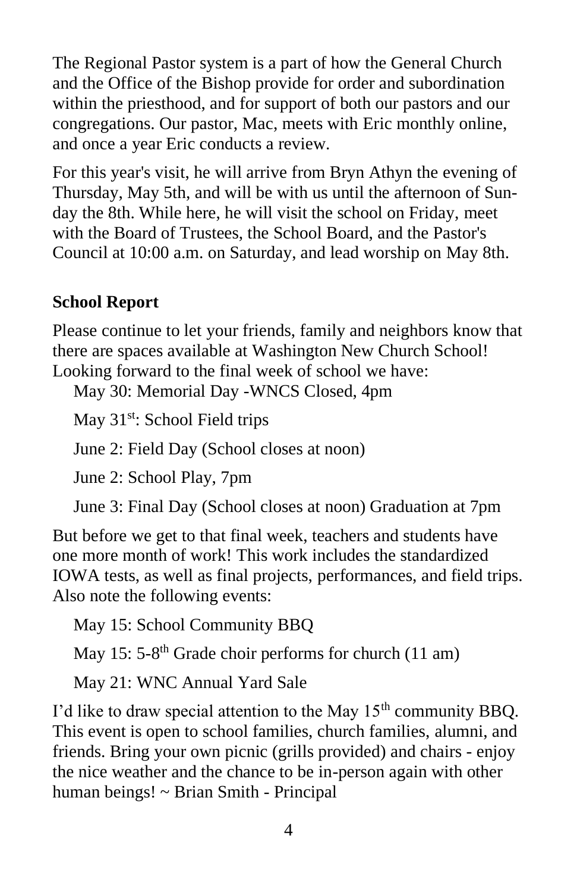The Regional Pastor system is a part of how the General Church and the Office of the Bishop provide for order and subordination within the priesthood, and for support of both our pastors and our congregations. Our pastor, Mac, meets with Eric monthly online, and once a year Eric conducts a review.

For this year's visit, he will arrive from Bryn Athyn the evening of Thursday, May 5th, and will be with us until the afternoon of Sunday the 8th. While here, he will visit the school on Friday, meet with the Board of Trustees, the School Board, and the Pastor's Council at 10:00 a.m. on Saturday, and lead worship on May 8th.

**School Report**

Please continue to let your friends, family and neighbors know that there are spaces available at Washington New Church School! Looking forward to the final week of school we have:

May 30: Memorial Day -WNCS Closed, 4pm

May 31st: School Field trips

June 2: Field Day (School closes at noon)

June 2: School Play, 7pm

June 3: Final Day (School closes at noon) Graduation at 7pm

But before we get to that final week, teachers and students have one more month of work! This work includes the standardized IOWA tests, as well as final projects, performances, and field trips. Also note the following events:

May 15: School Community BBQ

May 15: 5-8th Grade choir performs for church (11 am)

May 21: WNC Annual Yard Sale

I'd like to draw special attention to the May 15th community BBQ. This event is open to school families, church families, alumni, and friends. Bring your own picnic (grills provided) and chairs - enjoy the nice weather and the chance to be in-person again with other human beings! ~ Brian Smith - Principal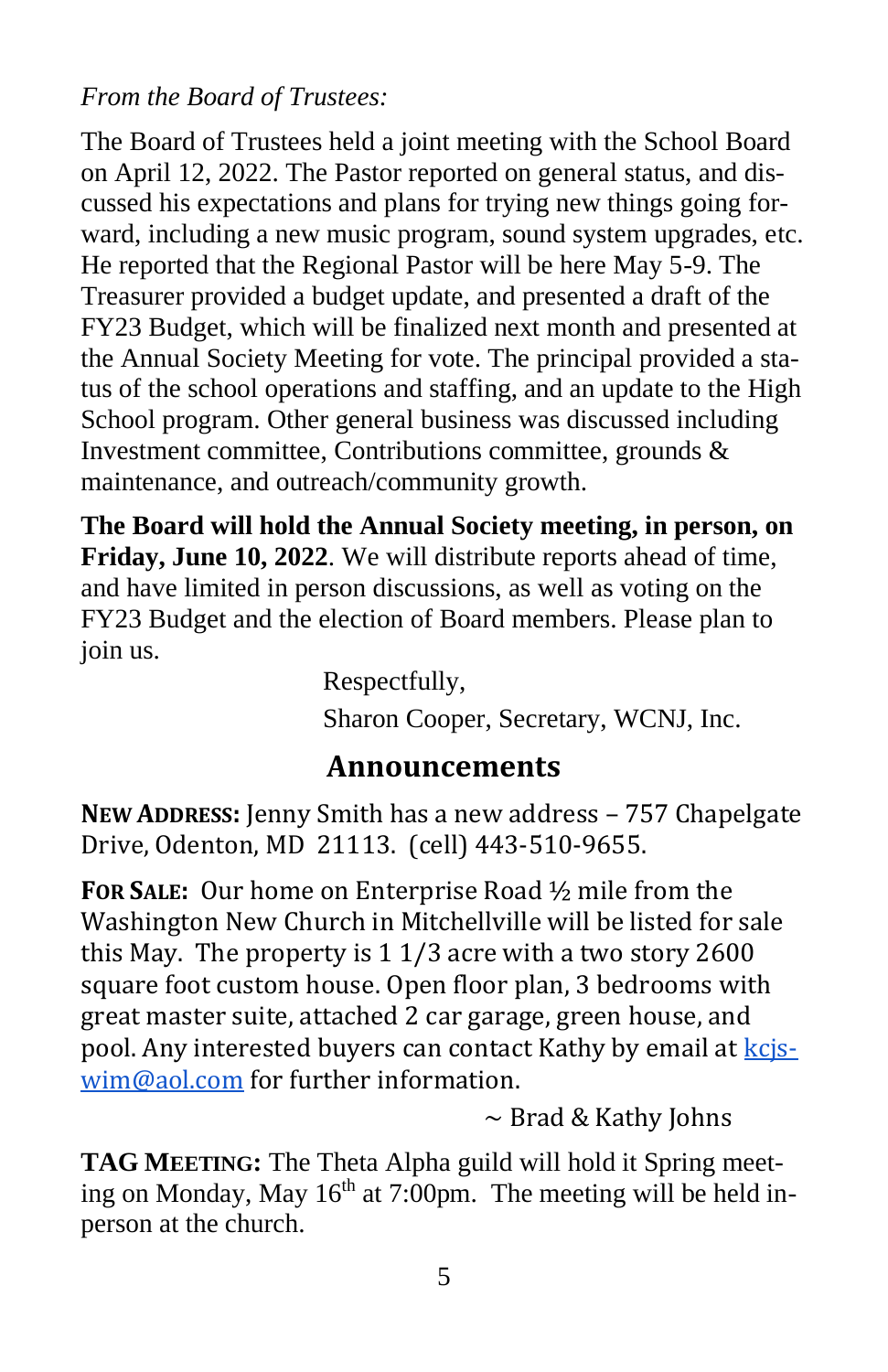*From the Board of Trustees:*

The Board of Trustees held a joint meeting with the School Board on April 12, 2022. The Pastor reported on general status, and discussed his expectations and plans for trying new things going forward, including a new music program, sound system upgrades, etc. He reported that the Regional Pastor will be here May 5-9. The Treasurer provided a budget update, and presented a draft of the FY23 Budget, which will be finalized next month and presented at the Annual Society Meeting for vote. The principal provided a status of the school operations and staffing, and an update to the High School program. Other general business was discussed including Investment committee, Contributions committee, grounds & maintenance, and outreach/community growth.

**The Board will hold the Annual Society meeting, in person, on Friday, June 10, 2022**. We will distribute reports ahead of time, and have limited in person discussions, as well as voting on the FY23 Budget and the election of Board members. Please plan to join us.

Respectfully,
Sharon Cooper, Secretary, WCNJ, Inc.

## Announcements

**NEW ADDRESS:** Jenny Smith has a new address – 757 Chapelgate Drive, Odenton, MD 21113. (cell) 443-510-9655.

**FOR SALE:** Our home on Enterprise Road ½ mile from the Washington New Church in Mitchellville will be listed for sale this May. The property is 1 1/3 acre with a two story 2600 square foot custom house. Open floor plan, 3 bedrooms with great master suite, attached 2 car garage, green house, and pool. Any interested buyers can contact Kathy by email at kcjswim@aol.com for further information.

~ Brad & Kathy Johns

**TAG MEETING:** The Theta Alpha guild will hold it Spring meeting on Monday, May 16th at 7:00pm. The meeting will be held in-person at the church.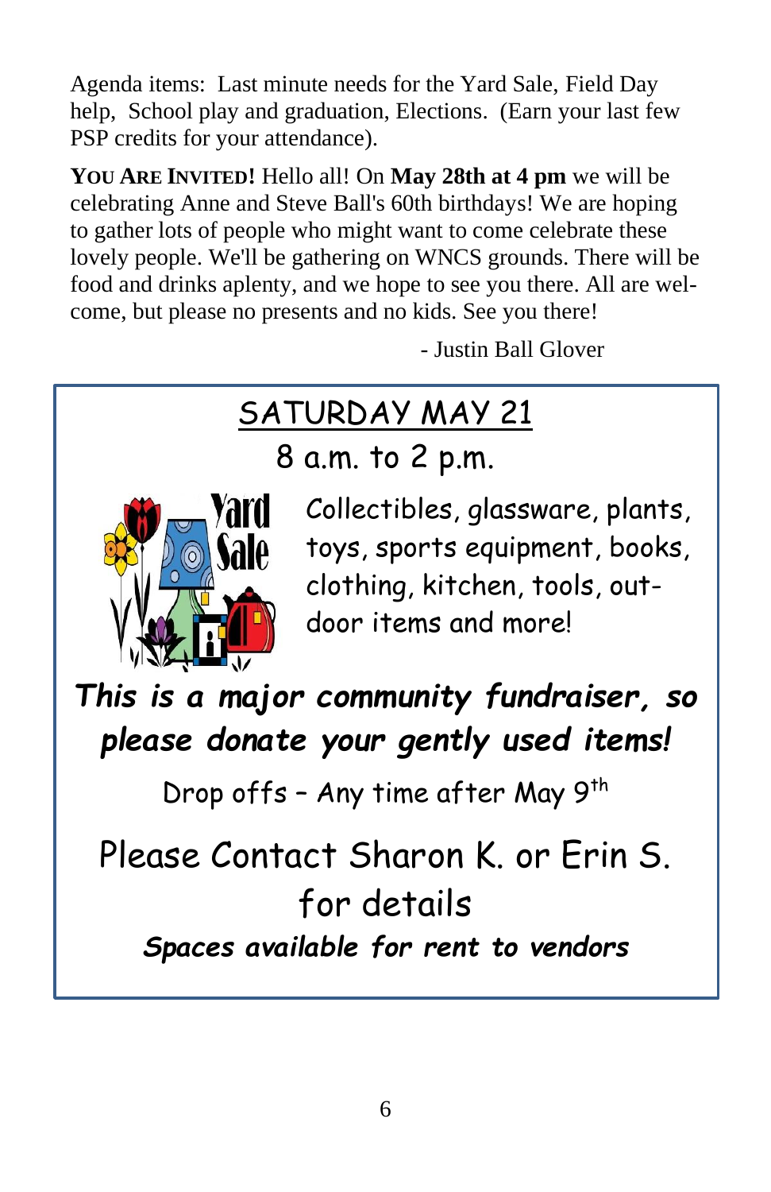Agenda items: Last minute needs for the Yard Sale, Field Day help, School play and graduation, Elections. (Earn your last few PSP credits for your attendance).

**YOU ARE INVITED!** Hello all! On **May 28th at 4 pm** we will be celebrating Anne and Steve Ball's 60th birthdays! We are hoping to gather lots of people who might want to come celebrate these lovely people. We'll be gathering on WNCS grounds. There will be food and drinks aplenty, and we hope to see you there. All are welcome, but please no presents and no kids. See you there!

- Justin Ball Glover

---

## SATURDAY MAY 21

8 a.m. to 2 p.m.

Yard Sale

Collectibles, glassware, plants, toys, sports equipment, books, clothing, kitchen, tools, outdoor items and more!

***This is a major community fundraiser, so please donate your gently used items!***

Drop offs – Any time after May 9th

Please Contact Sharon K. or Erin S. for details

***Spaces available for rent to vendors***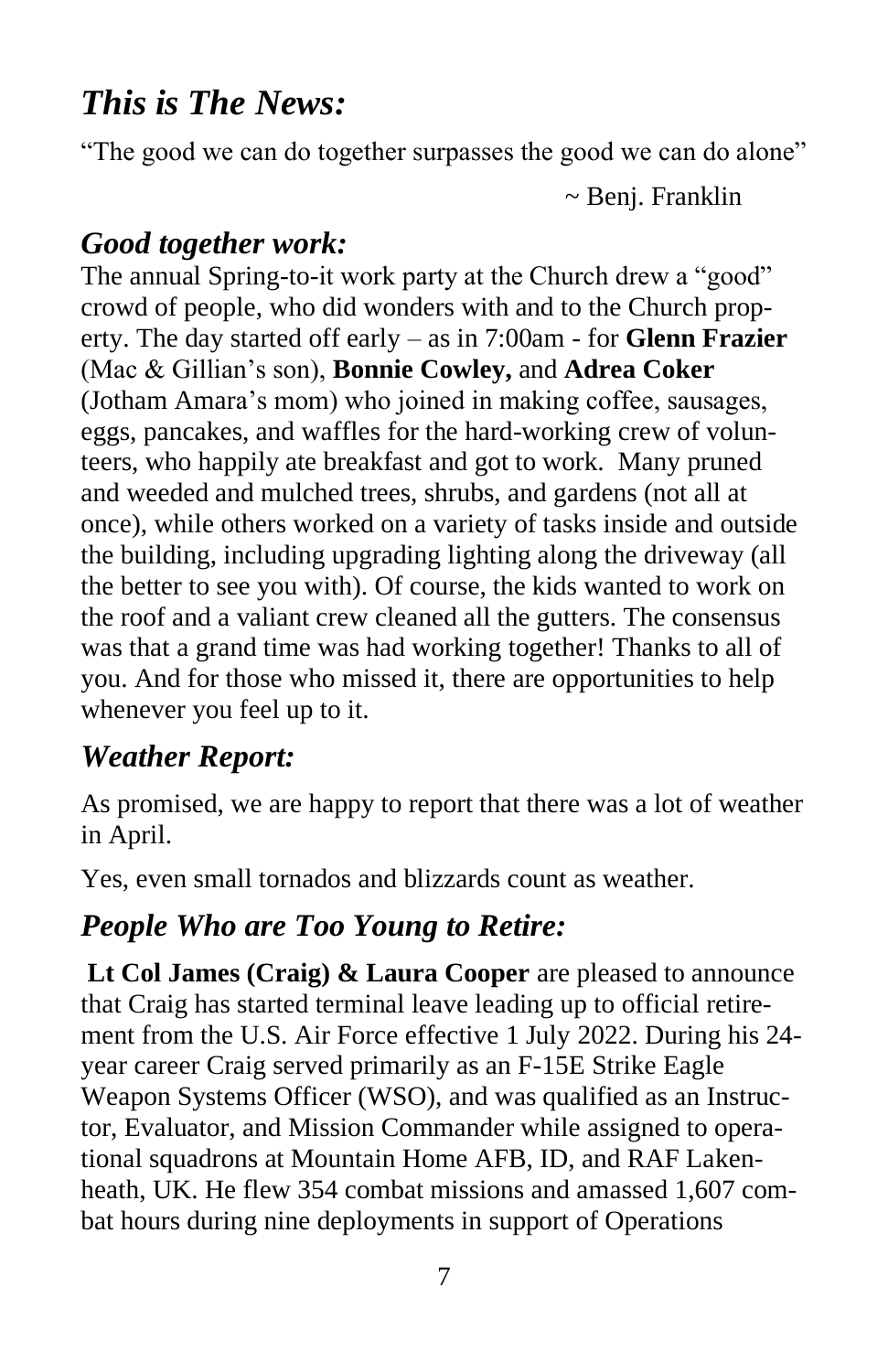## *This is The News:*

"The good we can do together surpasses the good we can do alone"

~ Benj. Franklin

## *Good together work:*

The annual Spring-to-it work party at the Church drew a "good" crowd of people, who did wonders with and to the Church property. The day started off early – as in 7:00am - for **Glenn Frazier** (Mac & Gillian's son), **Bonnie Cowley,** and **Adrea Coker** (Jotham Amara's mom) who joined in making coffee, sausages, eggs, pancakes, and waffles for the hard-working crew of volunteers, who happily ate breakfast and got to work. Many pruned and weeded and mulched trees, shrubs, and gardens (not all at once), while others worked on a variety of tasks inside and outside the building, including upgrading lighting along the driveway (all the better to see you with). Of course, the kids wanted to work on the roof and a valiant crew cleaned all the gutters. The consensus was that a grand time was had working together! Thanks to all of you. And for those who missed it, there are opportunities to help whenever you feel up to it.

## *Weather Report:*

As promised, we are happy to report that there was a lot of weather in April.

Yes, even small tornados and blizzards count as weather.

## *People Who are Too Young to Retire:*

**Lt Col James (Craig) & Laura Cooper** are pleased to announce that Craig has started terminal leave leading up to official retirement from the U.S. Air Force effective 1 July 2022. During his 24-year career Craig served primarily as an F-15E Strike Eagle Weapon Systems Officer (WSO), and was qualified as an Instructor, Evaluator, and Mission Commander while assigned to operational squadrons at Mountain Home AFB, ID, and RAF Lakenheath, UK. He flew 354 combat missions and amassed 1,607 combat hours during nine deployments in support of Operations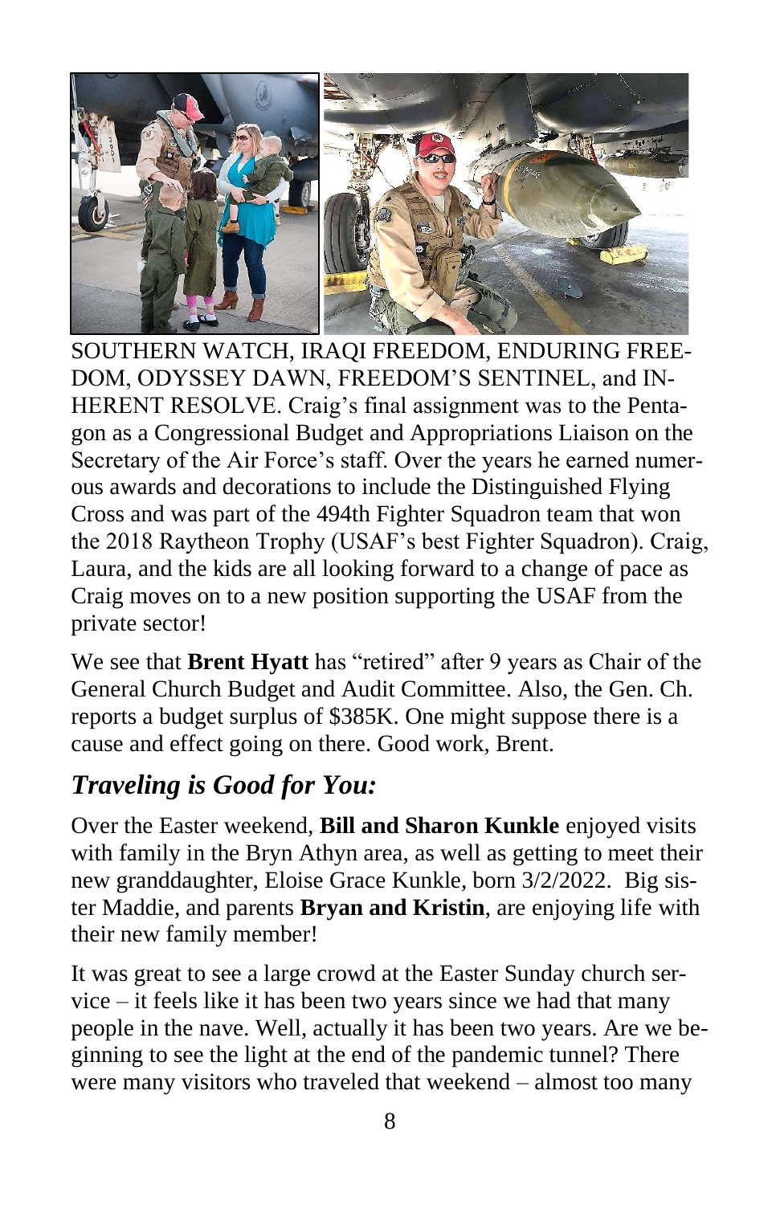SOUTHERN WATCH, IRAQI FREEDOM, ENDURING FREEDOM, ODYSSEY DAWN, FREEDOM'S SENTINEL, and INHERENT RESOLVE. Craig's final assignment was to the Pentagon as a Congressional Budget and Appropriations Liaison on the Secretary of the Air Force's staff. Over the years he earned numerous awards and decorations to include the Distinguished Flying Cross and was part of the 494th Fighter Squadron team that won the 2018 Raytheon Trophy (USAF's best Fighter Squadron). Craig, Laura, and the kids are all looking forward to a change of pace as Craig moves on to a new position supporting the USAF from the private sector!

We see that **Brent Hyatt** has "retired" after 9 years as Chair of the General Church Budget and Audit Committee. Also, the Gen. Ch. reports a budget surplus of $385K. One might suppose there is a cause and effect going on there. Good work, Brent.

## *Traveling is Good for You:*

Over the Easter weekend, **Bill and Sharon Kunkle** enjoyed visits with family in the Bryn Athyn area, as well as getting to meet their new granddaughter, Eloise Grace Kunkle, born 3/2/2022. Big sister Maddie, and parents **Bryan and Kristin**, are enjoying life with their new family member!

It was great to see a large crowd at the Easter Sunday church service – it feels like it has been two years since we had that many people in the nave. Well, actually it has been two years. Are we beginning to see the light at the end of the pandemic tunnel? There were many visitors who traveled that weekend – almost too many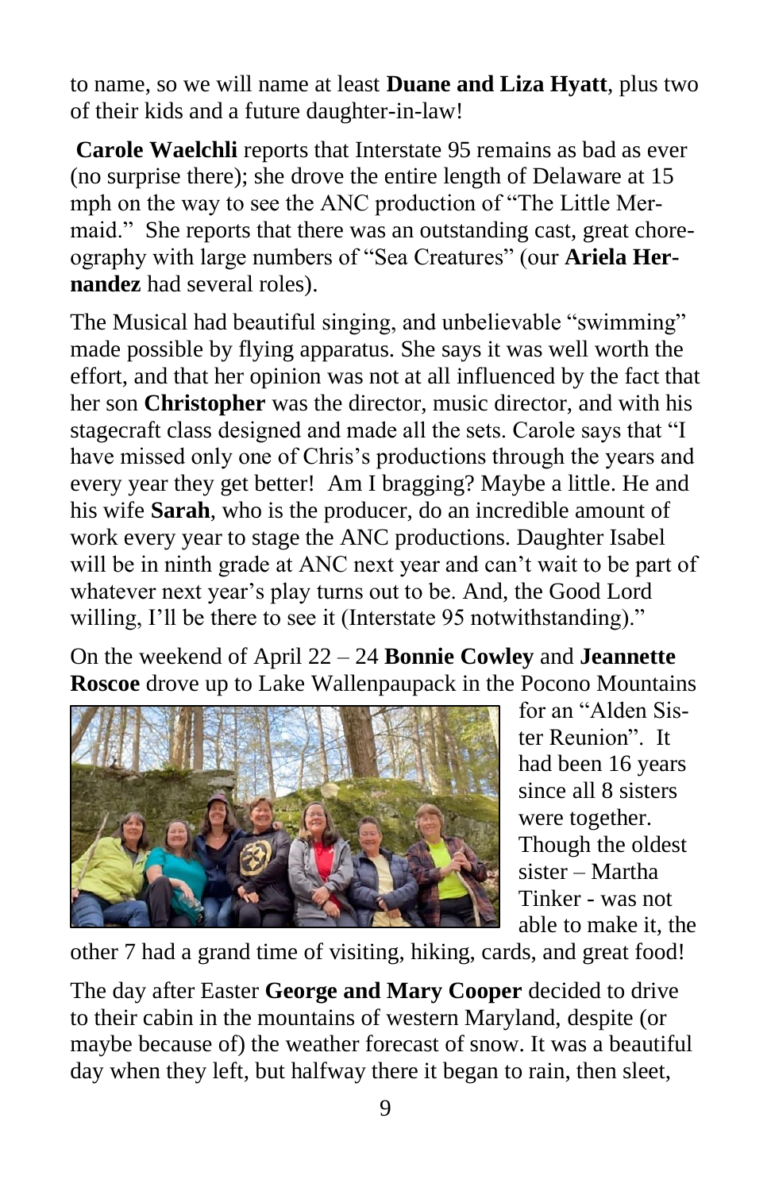to name, so we will name at least **Duane and Liza Hyatt**, plus two of their kids and a future daughter-in-law!

**Carole Waelchli** reports that Interstate 95 remains as bad as ever (no surprise there); she drove the entire length of Delaware at 15 mph on the way to see the ANC production of "The Little Mermaid." She reports that there was an outstanding cast, great choreography with large numbers of "Sea Creatures" (our **Ariela Hernandez** had several roles).

The Musical had beautiful singing, and unbelievable "swimming" made possible by flying apparatus. She says it was well worth the effort, and that her opinion was not at all influenced by the fact that her son **Christopher** was the director, music director, and with his stagecraft class designed and made all the sets. Carole says that "I have missed only one of Chris's productions through the years and every year they get better! Am I bragging? Maybe a little. He and his wife **Sarah**, who is the producer, do an incredible amount of work every year to stage the ANC productions. Daughter Isabel will be in ninth grade at ANC next year and can't wait to be part of whatever next year's play turns out to be. And, the Good Lord willing, I'll be there to see it (Interstate 95 notwithstanding)."

On the weekend of April 22 – 24 **Bonnie Cowley** and **Jeannette Roscoe** drove up to Lake Wallenpaupack in the Pocono Mountains for an "Alden Sister Reunion". It had been 16 years since all 8 sisters were together. Though the oldest sister – Martha Tinker - was not able to make it, the other 7 had a grand time of visiting, hiking, cards, and great food!

The day after Easter **George and Mary Cooper** decided to drive to their cabin in the mountains of western Maryland, despite (or maybe because of) the weather forecast of snow. It was a beautiful day when they left, but halfway there it began to rain, then sleet,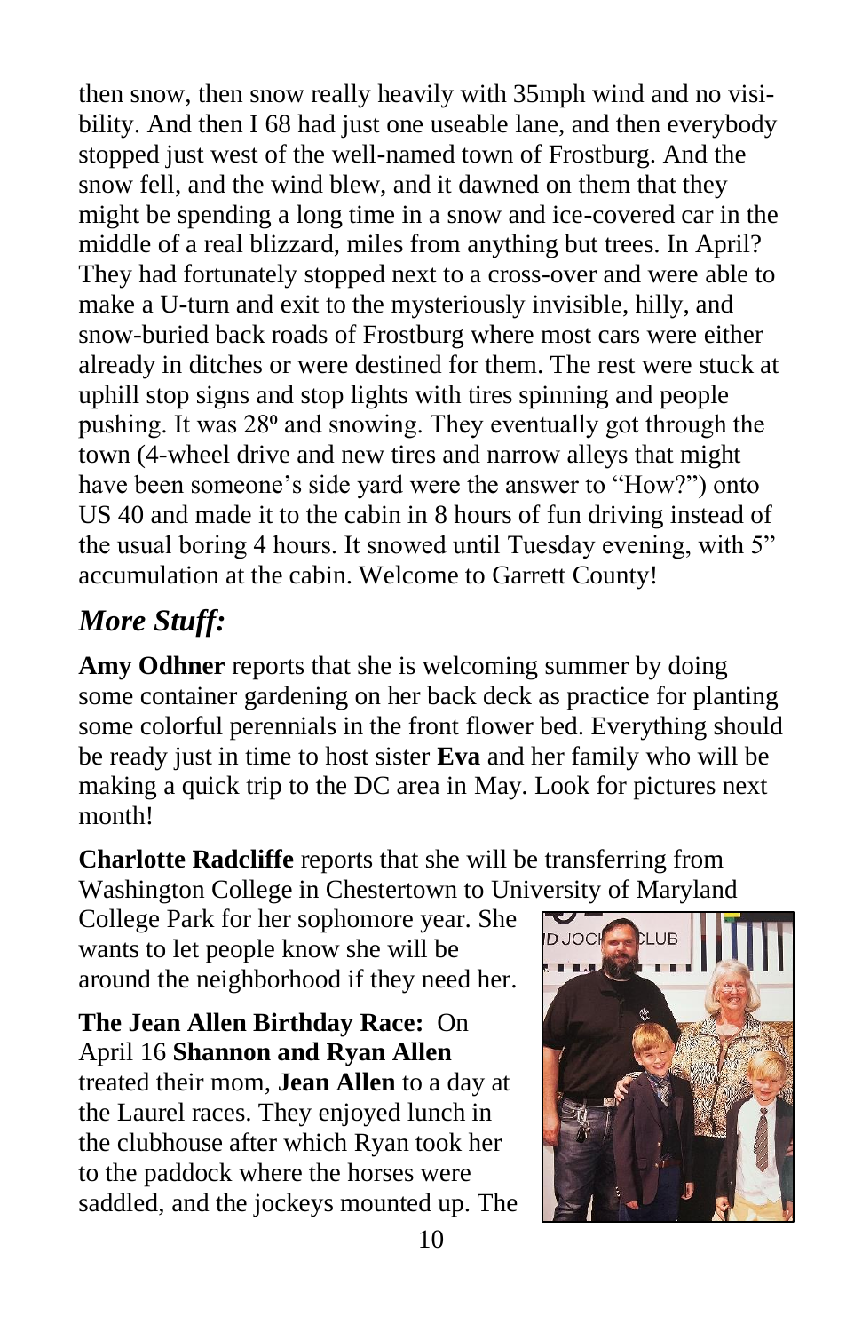then snow, then snow really heavily with 35mph wind and no visibility. And then I 68 had just one useable lane, and then everybody stopped just west of the well-named town of Frostburg. And the snow fell, and the wind blew, and it dawned on them that they might be spending a long time in a snow and ice-covered car in the middle of a real blizzard, miles from anything but trees. In April? They had fortunately stopped next to a cross-over and were able to make a U-turn and exit to the mysteriously invisible, hilly, and snow-buried back roads of Frostburg where most cars were either already in ditches or were destined for them. The rest were stuck at uphill stop signs and stop lights with tires spinning and people pushing. It was 28º and snowing. They eventually got through the town (4-wheel drive and new tires and narrow alleys that might have been someone's side yard were the answer to "How?") onto US 40 and made it to the cabin in 8 hours of fun driving instead of the usual boring 4 hours. It snowed until Tuesday evening, with 5" accumulation at the cabin. Welcome to Garrett County!

## *More Stuff:*

**Amy Odhner** reports that she is welcoming summer by doing some container gardening on her back deck as practice for planting some colorful perennials in the front flower bed. Everything should be ready just in time to host sister **Eva** and her family who will be making a quick trip to the DC area in May. Look for pictures next month!

**Charlotte Radcliffe** reports that she will be transferring from Washington College in Chestertown to University of Maryland College Park for her sophomore year. She wants to let people know she will be around the neighborhood if they need her.

**The Jean Allen Birthday Race:** On April 16 **Shannon and Ryan Allen** treated their mom, **Jean Allen** to a day at the Laurel races. They enjoyed lunch in the clubhouse after which Ryan took her to the paddock where the horses were saddled, and the jockeys mounted up. The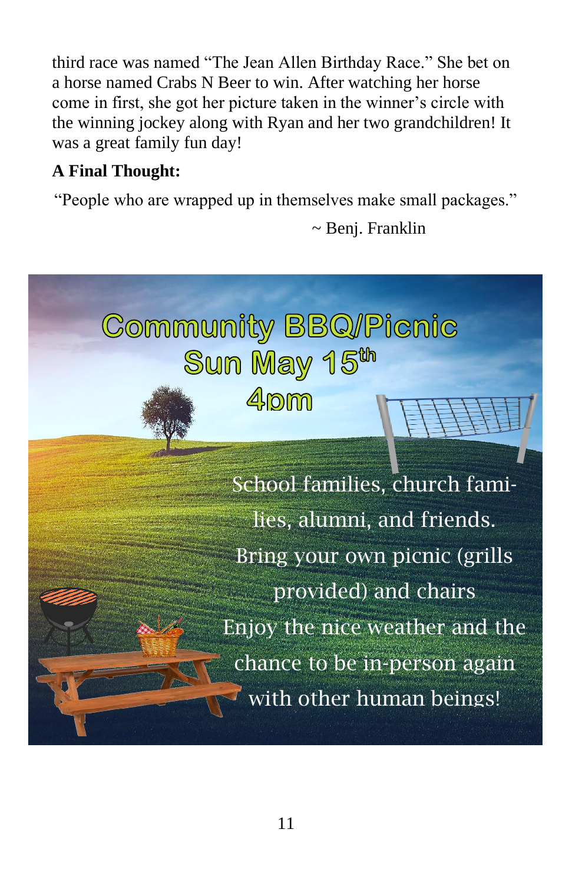third race was named "The Jean Allen Birthday Race." She bet on a horse named Crabs N Beer to win. After watching her horse come in first, she got her picture taken in the winner's circle with the winning jockey along with Ryan and her two grandchildren! It was a great family fun day!

**A Final Thought:**

"People who are wrapped up in themselves make small packages."

~ Benj. Franklin

## Community BBQ/Picnic
## Sun May 15th
## 4pm

School families, church families, alumni, and friends.

Bring your own picnic (grills provided) and chairs

Enjoy the nice weather and the chance to be in-person again with other human beings!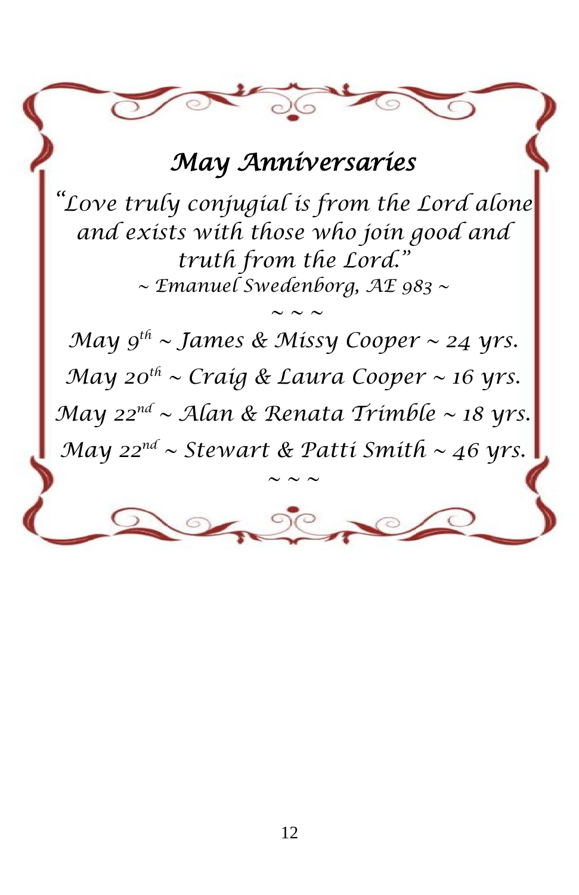## *May Anniversaries*

*"Love truly conjugial is from the Lord alone and exists with those who join good and truth from the Lord."*

*~ Emanuel Swedenborg, AE 983 ~*

*~ ~ ~*

*May 9th ~ James & Missy Cooper ~ 24 yrs.*

*May 20th ~ Craig & Laura Cooper ~ 16 yrs.*

*May 22nd ~ Alan & Renata Trimble ~ 18 yrs.*

*May 22nd ~ Stewart & Patti Smith ~ 46 yrs.*

*~ ~ ~*